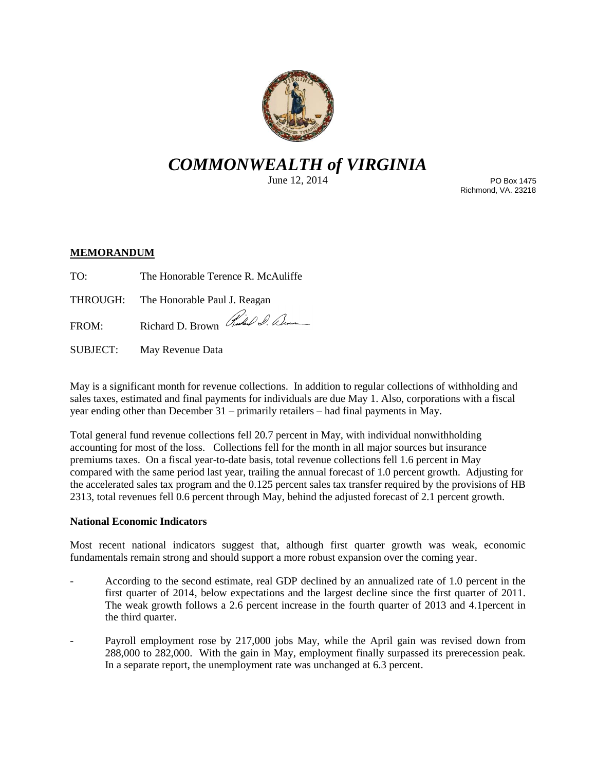# *COMMONWEALTH of VIRGINIA*

June 12, 2014

PO Box 1475
Richmond, VA. 23218

**MEMORANDUM**

TO: The Honorable Terence R. McAuliffe

THROUGH: The Honorable Paul J. Reagan

FROM: Richard D. Brown

SUBJECT: May Revenue Data

May is a significant month for revenue collections. In addition to regular collections of withholding and sales taxes, estimated and final payments for individuals are due May 1. Also, corporations with a fiscal year ending other than December 31 – primarily retailers – had final payments in May.

Total general fund revenue collections fell 20.7 percent in May, with individual nonwithholding accounting for most of the loss. Collections fell for the month in all major sources but insurance premiums taxes. On a fiscal year-to-date basis, total revenue collections fell 1.6 percent in May compared with the same period last year, trailing the annual forecast of 1.0 percent growth. Adjusting for the accelerated sales tax program and the 0.125 percent sales tax transfer required by the provisions of HB 2313, total revenues fell 0.6 percent through May, behind the adjusted forecast of 2.1 percent growth.

**National Economic Indicators**

Most recent national indicators suggest that, although first quarter growth was weak, economic fundamentals remain strong and should support a more robust expansion over the coming year.

- According to the second estimate, real GDP declined by an annualized rate of 1.0 percent in the first quarter of 2014, below expectations and the largest decline since the first quarter of 2011. The weak growth follows a 2.6 percent increase in the fourth quarter of 2013 and 4.1percent in the third quarter.
- Payroll employment rose by 217,000 jobs May, while the April gain was revised down from 288,000 to 282,000. With the gain in May, employment finally surpassed its prerecession peak. In a separate report, the unemployment rate was unchanged at 6.3 percent.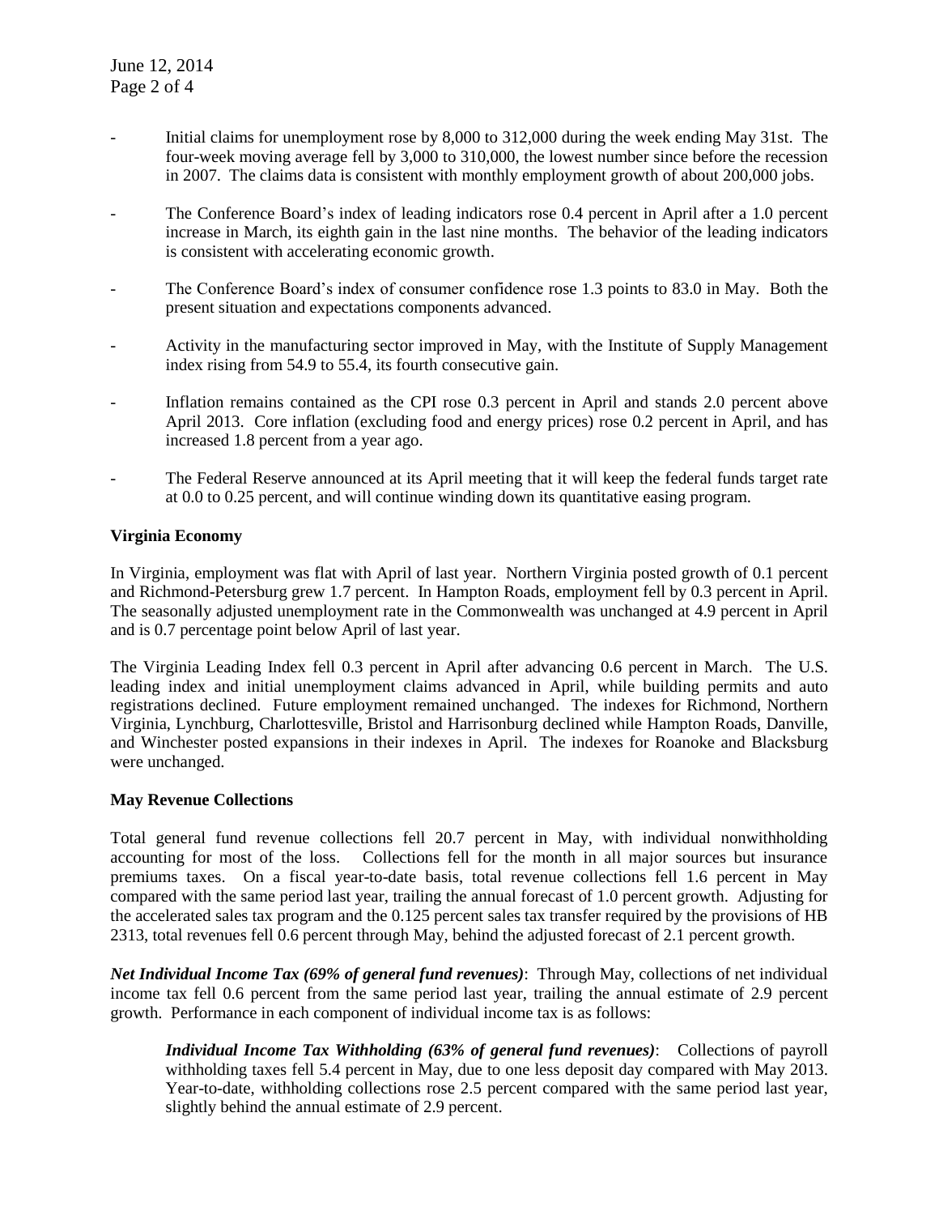- Initial claims for unemployment rose by 8,000 to 312,000 during the week ending May 31st. The four-week moving average fell by 3,000 to 310,000, the lowest number since before the recession in 2007. The claims data is consistent with monthly employment growth of about 200,000 jobs.

- The Conference Board's index of leading indicators rose 0.4 percent in April after a 1.0 percent increase in March, its eighth gain in the last nine months. The behavior of the leading indicators is consistent with accelerating economic growth.

- The Conference Board's index of consumer confidence rose 1.3 points to 83.0 in May. Both the present situation and expectations components advanced.

- Activity in the manufacturing sector improved in May, with the Institute of Supply Management index rising from 54.9 to 55.4, its fourth consecutive gain.

- Inflation remains contained as the CPI rose 0.3 percent in April and stands 2.0 percent above April 2013. Core inflation (excluding food and energy prices) rose 0.2 percent in April, and has increased 1.8 percent from a year ago.

- The Federal Reserve announced at its April meeting that it will keep the federal funds target rate at 0.0 to 0.25 percent, and will continue winding down its quantitative easing program.

**Virginia Economy**

In Virginia, employment was flat with April of last year. Northern Virginia posted growth of 0.1 percent and Richmond-Petersburg grew 1.7 percent. In Hampton Roads, employment fell by 0.3 percent in April. The seasonally adjusted unemployment rate in the Commonwealth was unchanged at 4.9 percent in April and is 0.7 percentage point below April of last year.

The Virginia Leading Index fell 0.3 percent in April after advancing 0.6 percent in March. The U.S. leading index and initial unemployment claims advanced in April, while building permits and auto registrations declined. Future employment remained unchanged. The indexes for Richmond, Northern Virginia, Lynchburg, Charlottesville, Bristol and Harrisonburg declined while Hampton Roads, Danville, and Winchester posted expansions in their indexes in April. The indexes for Roanoke and Blacksburg were unchanged.

**May Revenue Collections**

Total general fund revenue collections fell 20.7 percent in May, with individual nonwithholding accounting for most of the loss. Collections fell for the month in all major sources but insurance premiums taxes. On a fiscal year-to-date basis, total revenue collections fell 1.6 percent in May compared with the same period last year, trailing the annual forecast of 1.0 percent growth. Adjusting for the accelerated sales tax program and the 0.125 percent sales tax transfer required by the provisions of HB 2313, total revenues fell 0.6 percent through May, behind the adjusted forecast of 2.1 percent growth.

***Net Individual Income Tax (69% of general fund revenues)***: Through May, collections of net individual income tax fell 0.6 percent from the same period last year, trailing the annual estimate of 2.9 percent growth. Performance in each component of individual income tax is as follows:

> ***Individual Income Tax Withholding (63% of general fund revenues)***: Collections of payroll withholding taxes fell 5.4 percent in May, due to one less deposit day compared with May 2013. Year-to-date, withholding collections rose 2.5 percent compared with the same period last year, slightly behind the annual estimate of 2.9 percent.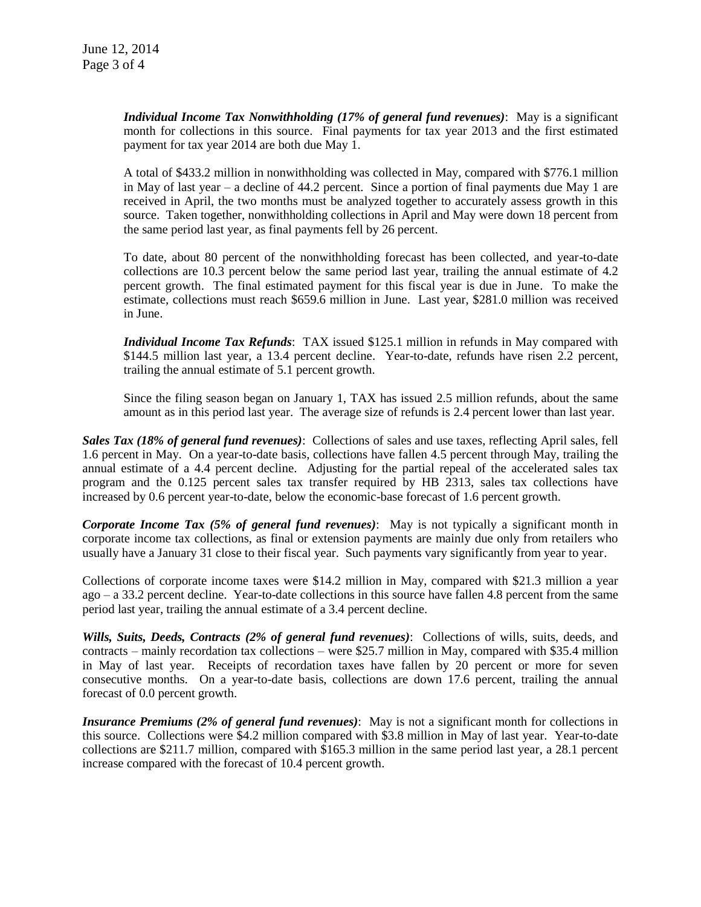***Individual Income Tax Nonwithholding (17% of general fund revenues)***: May is a significant month for collections in this source. Final payments for tax year 2013 and the first estimated payment for tax year 2014 are both due May 1.

A total of $433.2 million in nonwithholding was collected in May, compared with $776.1 million in May of last year – a decline of 44.2 percent. Since a portion of final payments due May 1 are received in April, the two months must be analyzed together to accurately assess growth in this source. Taken together, nonwithholding collections in April and May were down 18 percent from the same period last year, as final payments fell by 26 percent.

To date, about 80 percent of the nonwithholding forecast has been collected, and year-to-date collections are 10.3 percent below the same period last year, trailing the annual estimate of 4.2 percent growth. The final estimated payment for this fiscal year is due in June. To make the estimate, collections must reach $659.6 million in June. Last year, $281.0 million was received in June.

***Individual Income Tax Refunds***: TAX issued $125.1 million in refunds in May compared with $144.5 million last year, a 13.4 percent decline. Year-to-date, refunds have risen 2.2 percent, trailing the annual estimate of 5.1 percent growth.

Since the filing season began on January 1, TAX has issued 2.5 million refunds, about the same amount as in this period last year. The average size of refunds is 2.4 percent lower than last year.

***Sales Tax (18% of general fund revenues)***: Collections of sales and use taxes, reflecting April sales, fell 1.6 percent in May. On a year-to-date basis, collections have fallen 4.5 percent through May, trailing the annual estimate of a 4.4 percent decline. Adjusting for the partial repeal of the accelerated sales tax program and the 0.125 percent sales tax transfer required by HB 2313, sales tax collections have increased by 0.6 percent year-to-date, below the economic-base forecast of 1.6 percent growth.

***Corporate Income Tax (5% of general fund revenues)***: May is not typically a significant month in corporate income tax collections, as final or extension payments are mainly due only from retailers who usually have a January 31 close to their fiscal year. Such payments vary significantly from year to year.

Collections of corporate income taxes were $14.2 million in May, compared with $21.3 million a year ago – a 33.2 percent decline. Year-to-date collections in this source have fallen 4.8 percent from the same period last year, trailing the annual estimate of a 3.4 percent decline.

***Wills, Suits, Deeds, Contracts (2% of general fund revenues)***: Collections of wills, suits, deeds, and contracts – mainly recordation tax collections – were $25.7 million in May, compared with $35.4 million in May of last year. Receipts of recordation taxes have fallen by 20 percent or more for seven consecutive months. On a year-to-date basis, collections are down 17.6 percent, trailing the annual forecast of 0.0 percent growth.

***Insurance Premiums (2% of general fund revenues)***: May is not a significant month for collections in this source. Collections were $4.2 million compared with $3.8 million in May of last year. Year-to-date collections are $211.7 million, compared with $165.3 million in the same period last year, a 28.1 percent increase compared with the forecast of 10.4 percent growth.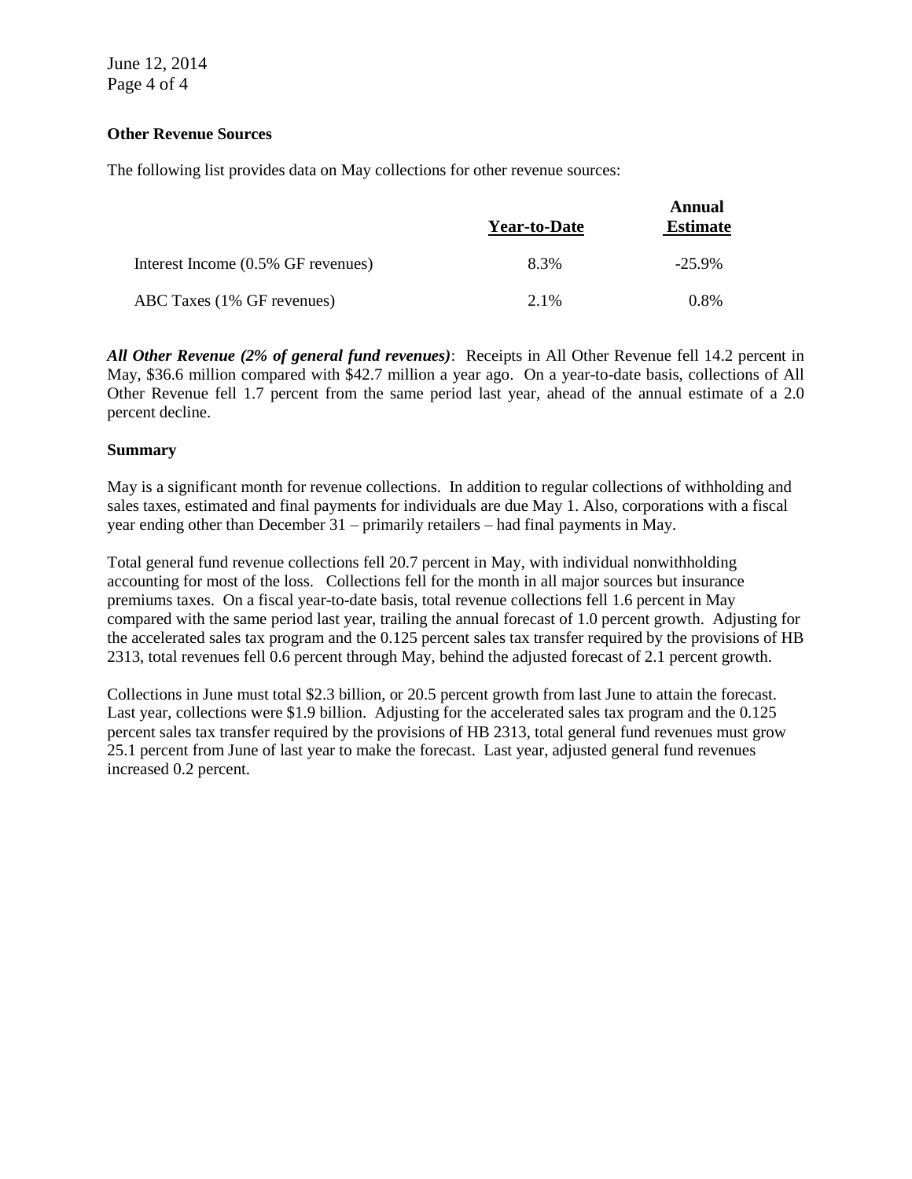**Other Revenue Sources**

The following list provides data on May collections for other revenue sources:

| | Year-to-Date | Annual Estimate |
|---|---|---|
| Interest Income (0.5% GF revenues) | 8.3% | -25.9% |
| ABC Taxes (1% GF revenues) | 2.1% | 0.8% |

***All Other Revenue (2% of general fund revenues)***: Receipts in All Other Revenue fell 14.2 percent in May, $36.6 million compared with $42.7 million a year ago. On a year-to-date basis, collections of All Other Revenue fell 1.7 percent from the same period last year, ahead of the annual estimate of a 2.0 percent decline.

**Summary**

May is a significant month for revenue collections. In addition to regular collections of withholding and sales taxes, estimated and final payments for individuals are due May 1. Also, corporations with a fiscal year ending other than December 31 – primarily retailers – had final payments in May.

Total general fund revenue collections fell 20.7 percent in May, with individual nonwithholding accounting for most of the loss. Collections fell for the month in all major sources but insurance premiums taxes. On a fiscal year-to-date basis, total revenue collections fell 1.6 percent in May compared with the same period last year, trailing the annual forecast of 1.0 percent growth. Adjusting for the accelerated sales tax program and the 0.125 percent sales tax transfer required by the provisions of HB 2313, total revenues fell 0.6 percent through May, behind the adjusted forecast of 2.1 percent growth.

Collections in June must total $2.3 billion, or 20.5 percent growth from last June to attain the forecast. Last year, collections were $1.9 billion. Adjusting for the accelerated sales tax program and the 0.125 percent sales tax transfer required by the provisions of HB 2313, total general fund revenues must grow 25.1 percent from June of last year to make the forecast. Last year, adjusted general fund revenues increased 0.2 percent.